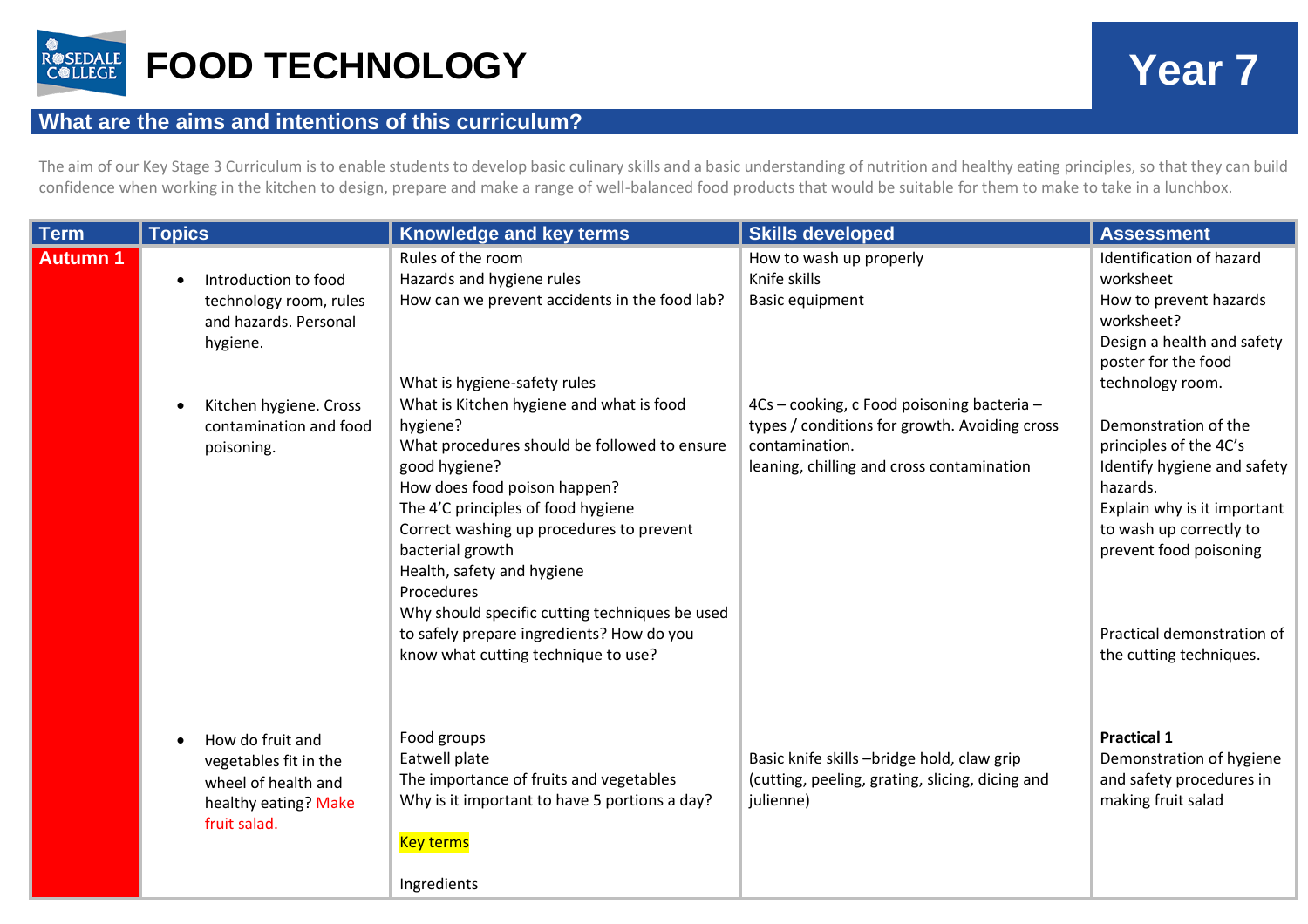# FOOD TECHNOLOGY

## Year 7

## What are the aims and intentions of this curriculum?

The aim of our Key Stage 3 Curriculum is to enable students to develop basic culinary skills and a basic understanding of nutrition and healthy eating principles, so that they can build confidence when working in the kitchen to design, prepare and make a range of well-balanced food products that would be suitable for them to make to take in a lunchbox.

| Term | Topics | Knowledge and key terms | Skills developed | Assessment |
|---|---|---|---|---|
| Autumn 1 | • Introduction to food technology room, rules and hazards. Personal hygiene. | Rules of the room<br>Hazards and hygiene rules<br>How can we prevent accidents in the food lab? | How to wash up properly<br>Knife skills<br>Basic equipment | Identification of hazard worksheet<br>How to prevent hazards worksheet?<br>Design a health and safety poster for the food technology room. |
| | • Kitchen hygiene. Cross contamination and food poisoning. | What is hygiene-safety rules<br>What is Kitchen hygiene and what is food hygiene?<br>What procedures should be followed to ensure good hygiene?<br>How does food poison happen?<br>The 4'C principles of food hygiene<br>Correct washing up procedures to prevent bacterial growth<br>Health, safety and hygiene<br>Procedures<br>Why should specific cutting techniques be used to safely prepare ingredients? How do you know what cutting technique to use? | 4Cs – cooking, c Food poisoning bacteria – types / conditions for growth. Avoiding cross contamination.<br>leaning, chilling and cross contamination | Demonstration of the principles of the 4C's<br>Identify hygiene and safety hazards.<br>Explain why is it important to wash up correctly to prevent food poisoning<br><br>Practical demonstration of the cutting techniques. |
| | • How do fruit and vegetables fit in the wheel of health and healthy eating? Make fruit salad. | Food groups<br>Eatwell plate<br>The importance of fruits and vegetables<br>Why is it important to have 5 portions a day?<br><br>Key terms<br><br>Ingredients | Basic knife skills –bridge hold, claw grip (cutting, peeling, grating, slicing, dicing and julienne) | **Practical 1**<br>Demonstration of hygiene and safety procedures in making fruit salad |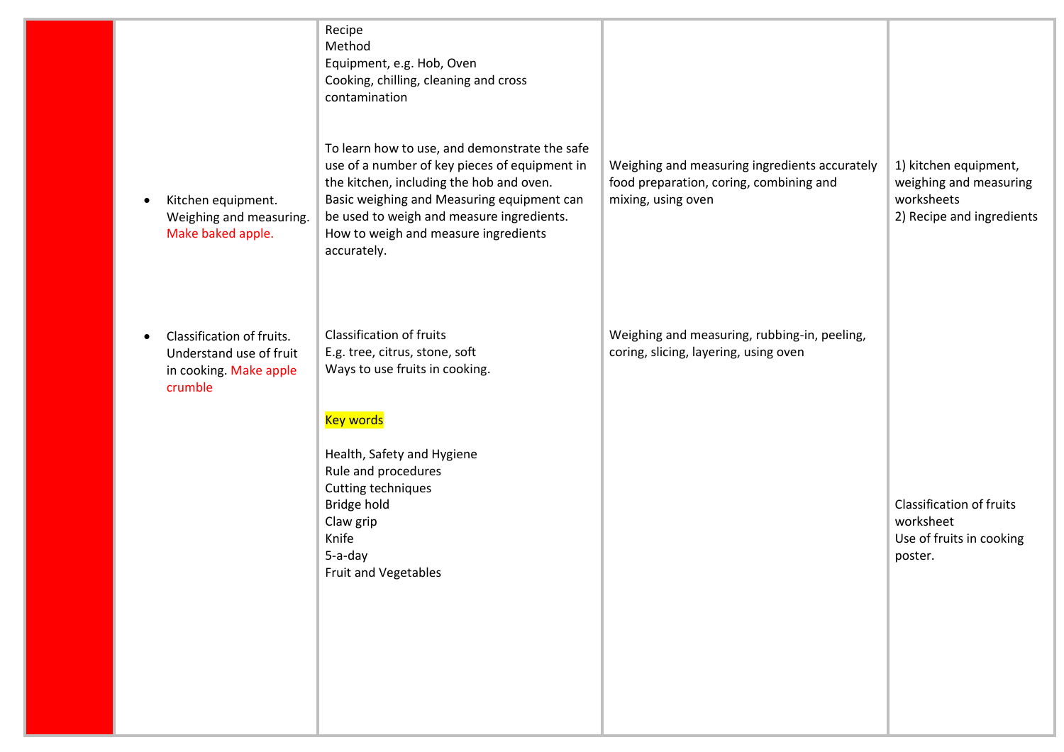| | | | | |
|---|---|---|---|---|
| | | Recipe<br>Method<br>Equipment, e.g. Hob, Oven<br>Cooking, chilling, cleaning and cross contamination | | |
| | • Kitchen equipment. Weighing and measuring. Make baked apple. | To learn how to use, and demonstrate the safe use of a number of key pieces of equipment in the kitchen, including the hob and oven.<br>Basic weighing and Measuring equipment can be used to weigh and measure ingredients.<br>How to weigh and measure ingredients accurately. | Weighing and measuring ingredients accurately food preparation, coring, combining and mixing, using oven | 1) kitchen equipment, weighing and measuring worksheets<br>2) Recipe and ingredients |
| | • Classification of fruits. Understand use of fruit in cooking. Make apple crumble | Classification of fruits<br>E.g. tree, citrus, stone, soft<br>Ways to use fruits in cooking.<br><br>Key words<br><br>Health, Safety and Hygiene<br>Rule and procedures<br>Cutting techniques<br>Bridge hold<br>Claw grip<br>Knife<br>5-a-day<br>Fruit and Vegetables | Weighing and measuring, rubbing-in, peeling, coring, slicing, layering, using oven | Classification of fruits worksheet<br>Use of fruits in cooking poster. |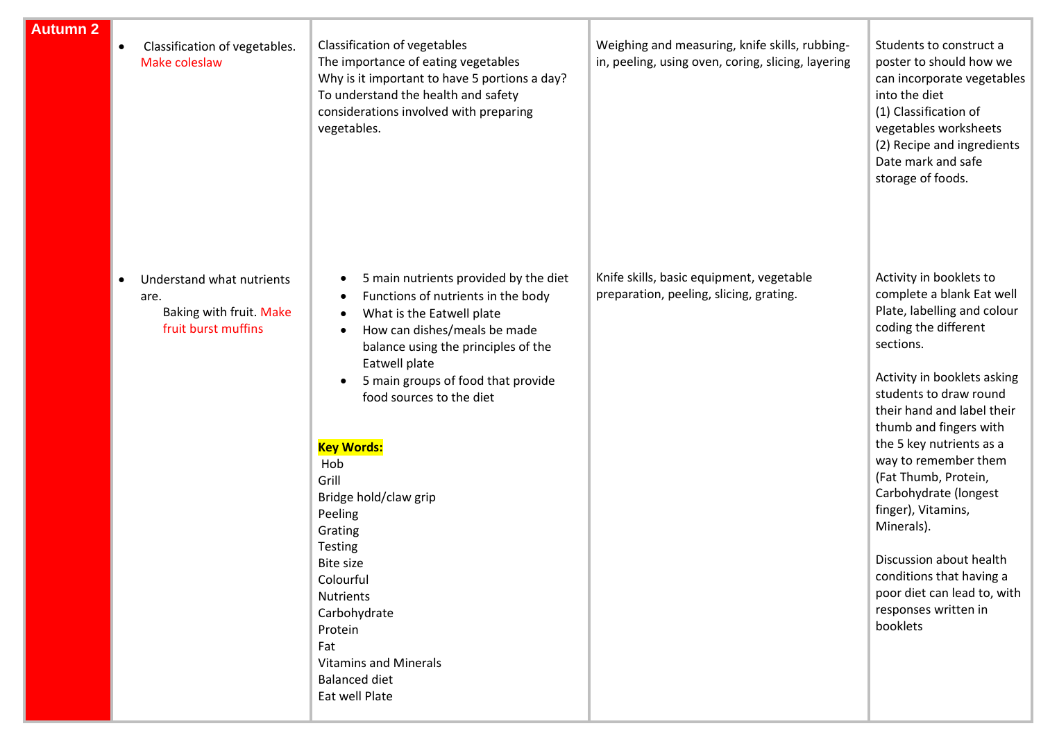| Autumn 2 | Topic | Content | Skills | Activities |
|---|---|---|---|---|
| | • Classification of vegetables. Make coleslaw | Classification of vegetables<br>The importance of eating vegetables<br>Why is it important to have 5 portions a day?<br>To understand the health and safety considerations involved with preparing vegetables. | Weighing and measuring, knife skills, rubbing-in, peeling, using oven, coring, slicing, layering | Students to construct a poster to should how we can incorporate vegetables into the diet<br>(1) Classification of vegetables worksheets<br>(2) Recipe and ingredients Date mark and safe storage of foods. |
| | • Understand what nutrients are.<br>Baking with fruit. Make fruit burst muffins | • 5 main nutrients provided by the diet<br>• Functions of nutrients in the body<br>• What is the Eatwell plate<br>• How can dishes/meals be made balance using the principles of the Eatwell plate<br>• 5 main groups of food that provide food sources to the diet<br><br>**Key Words:**<br>Hob<br>Grill<br>Bridge hold/claw grip<br>Peeling<br>Grating<br>Testing<br>Bite size<br>Colourful<br>Nutrients<br>Carbohydrate<br>Protein<br>Fat<br>Vitamins and Minerals<br>Balanced diet<br>Eat well Plate | Knife skills, basic equipment, vegetable preparation, peeling, slicing, grating. | Activity in booklets to complete a blank Eat well Plate, labelling and colour coding the different sections.<br><br>Activity in booklets asking students to draw round their hand and label their thumb and fingers with the 5 key nutrients as a way to remember them (Fat Thumb, Protein, Carbohydrate (longest finger), Vitamins, Minerals).<br><br>Discussion about health conditions that having a poor diet can lead to, with responses written in booklets |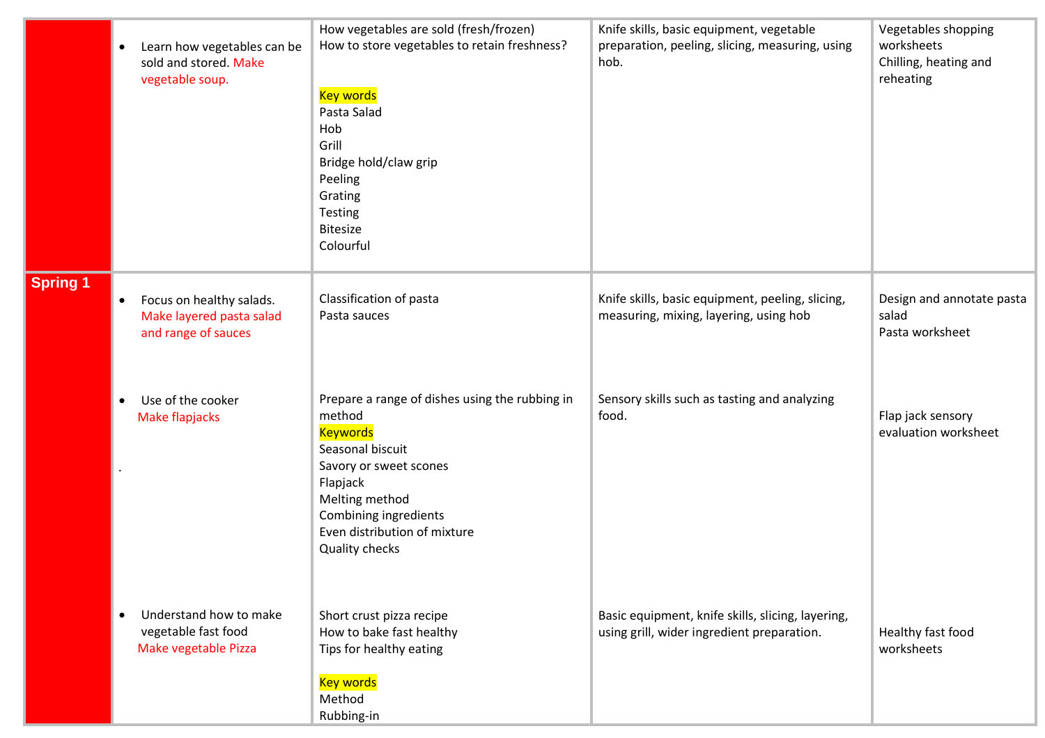| | | | | |
|---|---|---|---|---|
| | • Learn how vegetables can be sold and stored. Make vegetable soup. | How vegetables are sold (fresh/frozen)<br>How to store vegetables to retain freshness?<br><br>Key words<br>Pasta Salad<br>Hob<br>Grill<br>Bridge hold/claw grip<br>Peeling<br>Grating<br>Testing<br>Bitesize<br>Colourful | Knife skills, basic equipment, vegetable preparation, peeling, slicing, measuring, using hob. | Vegetables shopping worksheets<br>Chilling, heating and reheating |
| Spring 1 | • Focus on healthy salads. Make layered pasta salad and range of sauces | Classification of pasta<br>Pasta sauces | Knife skills, basic equipment, peeling, slicing, measuring, mixing, layering, using hob | Design and annotate pasta salad<br>Pasta worksheet |
| | • Use of the cooker<br>Make flapjacks<br>. | Prepare a range of dishes using the rubbing in method<br>Keywords<br>Seasonal biscuit<br>Savory or sweet scones<br>Flapjack<br>Melting method<br>Combining ingredients<br>Even distribution of mixture<br>Quality checks | Sensory skills such as tasting and analyzing food. | Flap jack sensory evaluation worksheet |
| | • Understand how to make vegetable fast food<br>Make vegetable Pizza | Short crust pizza recipe<br>How to bake fast healthy<br>Tips for healthy eating<br><br>Key words<br>Method<br>Rubbing-in | Basic equipment, knife skills, slicing, layering, using grill, wider ingredient preparation. | Healthy fast food worksheets |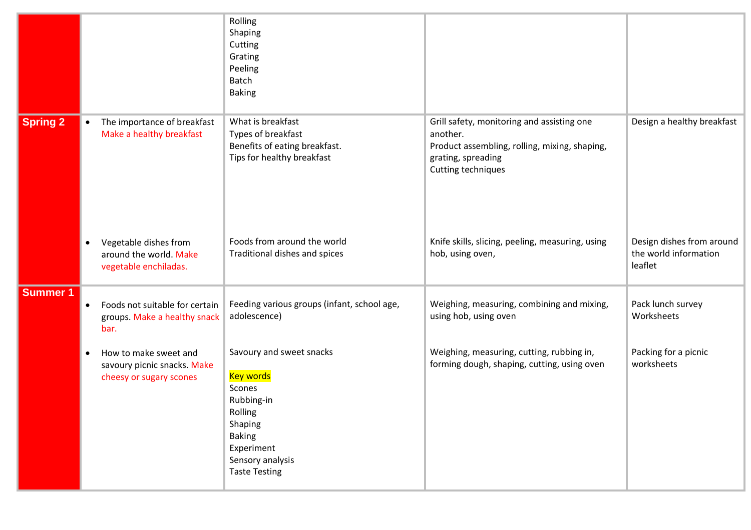| | | | | |
|---|---|---|---|---|
| | | Rolling<br>Shaping<br>Cutting<br>Grating<br>Peeling<br>Batch<br>Baking | | |
| **Spring 2** | • The importance of breakfast Make a healthy breakfast | What is breakfast<br>Types of breakfast<br>Benefits of eating breakfast.<br>Tips for healthy breakfast | Grill safety, monitoring and assisting one another.<br>Product assembling, rolling, mixing, shaping, grating, spreading<br>Cutting techniques | Design a healthy breakfast |
| | • Vegetable dishes from around the world. Make vegetable enchiladas. | Foods from around the world<br>Traditional dishes and spices | Knife skills, slicing, peeling, measuring, using hob, using oven, | Design dishes from around the world information leaflet |
| **Summer 1** | • Foods not suitable for certain groups. Make a healthy snack bar. | Feeding various groups (infant, school age, adolescence) | Weighing, measuring, combining and mixing, using hob, using oven | Pack lunch survey<br>Worksheets |
| | • How to make sweet and savoury picnic snacks. Make cheesy or sugary scones | Savoury and sweet snacks<br><br>Key words<br>Scones<br>Rubbing-in<br>Rolling<br>Shaping<br>Baking<br>Experiment<br>Sensory analysis<br>Taste Testing | Weighing, measuring, cutting, rubbing in, forming dough, shaping, cutting, using oven | Packing for a picnic worksheets |